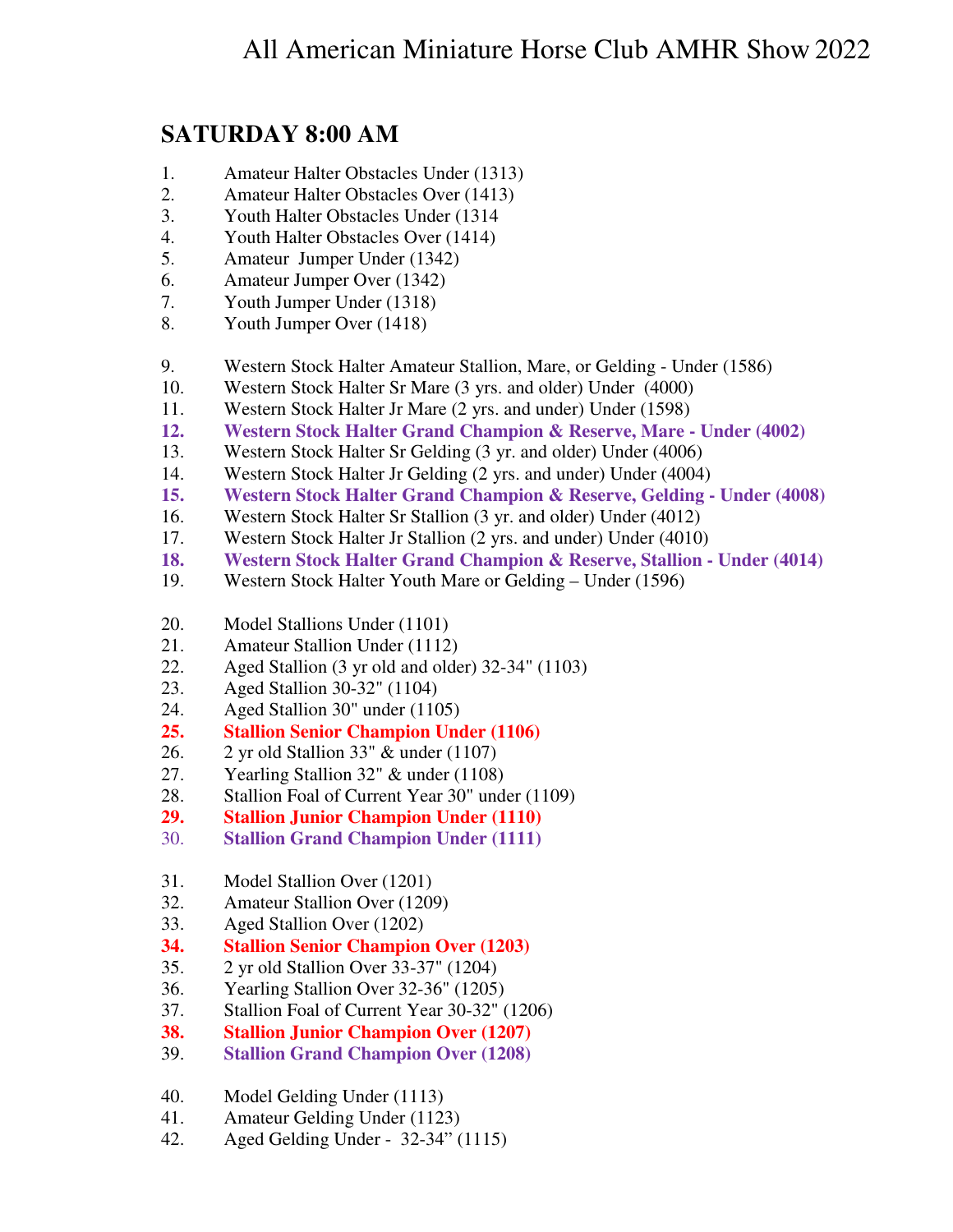# All American Miniature Horse Club AMHR Show 2022

## SATURDAY 8:00 AM

1. Amateur Halter Obstacles Under (1313)
2. Amateur Halter Obstacles Over (1413)
3. Youth Halter Obstacles Under (1314
4. Youth Halter Obstacles Over (1414)
5. Amateur Jumper Under (1342)
6. Amateur Jumper Over (1342)
7. Youth Jumper Under (1318)
8. Youth Jumper Over (1418)

9. Western Stock Halter Amateur Stallion, Mare, or Gelding - Under (1586)
10. Western Stock Halter Sr Mare (3 yrs. and older) Under (4000)
11. Western Stock Halter Jr Mare (2 yrs. and under) Under (1598)
12. **Western Stock Halter Grand Champion & Reserve, Mare - Under (4002)**
13. Western Stock Halter Sr Gelding (3 yr. and older) Under (4006)
14. Western Stock Halter Jr Gelding (2 yrs. and under) Under (4004)
15. **Western Stock Halter Grand Champion & Reserve, Gelding - Under (4008)**
16. Western Stock Halter Sr Stallion (3 yr. and older) Under (4012)
17. Western Stock Halter Jr Stallion (2 yrs. and under) Under (4010)
18. **Western Stock Halter Grand Champion & Reserve, Stallion - Under (4014)**
19. Western Stock Halter Youth Mare or Gelding – Under (1596)

20. Model Stallions Under (1101)
21. Amateur Stallion Under (1112)
22. Aged Stallion (3 yr old and older) 32-34" (1103)
23. Aged Stallion 30-32" (1104)
24. Aged Stallion 30" under (1105)
25. **Stallion Senior Champion Under (1106)**
26. 2 yr old Stallion 33" & under (1107)
27. Yearling Stallion 32" & under (1108)
28. Stallion Foal of Current Year 30" under (1109)
29. **Stallion Junior Champion Under (1110)**
30. **Stallion Grand Champion Under (1111)**

31. Model Stallion Over (1201)
32. Amateur Stallion Over (1209)
33. Aged Stallion Over (1202)
34. **Stallion Senior Champion Over (1203)**
35. 2 yr old Stallion Over 33-37" (1204)
36. Yearling Stallion Over 32-36" (1205)
37. Stallion Foal of Current Year 30-32" (1206)
38. **Stallion Junior Champion Over (1207)**
39. **Stallion Grand Champion Over (1208)**

40. Model Gelding Under (1113)
41. Amateur Gelding Under (1123)
42. Aged Gelding Under - 32-34" (1115)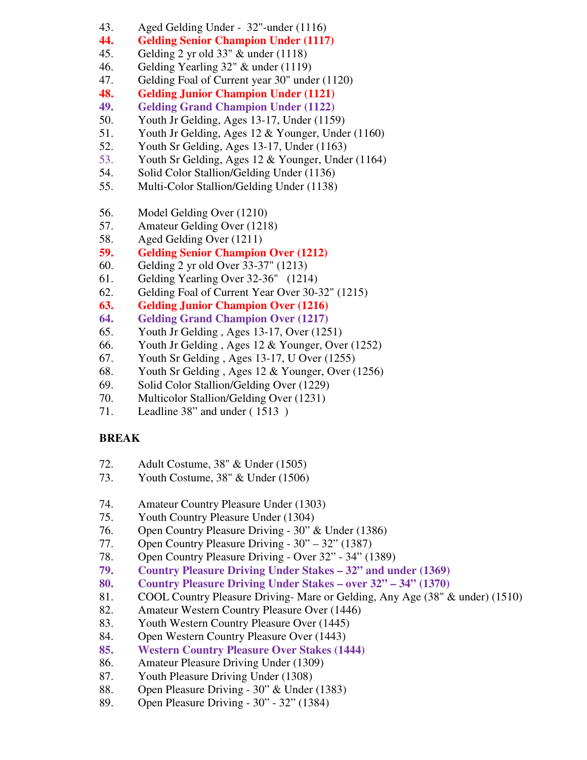43. Aged Gelding Under - 32"-under (1116)
**44. Gelding Senior Champion Under (1117)**
45. Gelding 2 yr old 33" & under (1118)
46. Gelding Yearling 32" & under (1119)
47. Gelding Foal of Current year 30" under (1120)
**48. Gelding Junior Champion Under (1121)**
**49. Gelding Grand Champion Under (1122)**
50. Youth Jr Gelding, Ages 13-17, Under (1159)
51. Youth Jr Gelding, Ages 12 & Younger, Under (1160)
52. Youth Sr Gelding, Ages 13-17, Under (1163)
53. Youth Sr Gelding, Ages 12 & Younger, Under (1164)
54. Solid Color Stallion/Gelding Under (1136)
55. Multi-Color Stallion/Gelding Under (1138)

56. Model Gelding Over (1210)
57. Amateur Gelding Over (1218)
58. Aged Gelding Over (1211)
**59. Gelding Senior Champion Over (1212)**
60. Gelding 2 yr old Over 33-37" (1213)
61. Gelding Yearling Over 32-36" (1214)
62. Gelding Foal of Current Year Over 30-32" (1215)
**63. Gelding Junior Champion Over (1216)**
**64. Gelding Grand Champion Over (1217)**
65. Youth Jr Gelding , Ages 13-17, Over (1251)
66. Youth Jr Gelding , Ages 12 & Younger, Over (1252)
67. Youth Sr Gelding , Ages 13-17, U Over (1255)
68. Youth Sr Gelding , Ages 12 & Younger, Over (1256)
69. Solid Color Stallion/Gelding Over (1229)
70. Multicolor Stallion/Gelding Over (1231)
71. Leadline 38" and under ( 1513 )

**BREAK**

72. Adult Costume, 38" & Under (1505)
73. Youth Costume, 38" & Under (1506)

74. Amateur Country Pleasure Under (1303)
75. Youth Country Pleasure Under (1304)
76. Open Country Pleasure Driving - 30" & Under (1386)
77. Open Country Pleasure Driving - 30" – 32" (1387)
78. Open Country Pleasure Driving - Over 32" - 34" (1389)
**79. Country Pleasure Driving Under Stakes – 32" and under (1369)**
**80. Country Pleasure Driving Under Stakes – over 32" – 34" (1370)**
81. COOL Country Pleasure Driving- Mare or Gelding, Any Age (38" & under) (1510)
82. Amateur Western Country Pleasure Over (1446)
83. Youth Western Country Pleasure Over (1445)
84. Open Western Country Pleasure Over (1443)
**85. Western Country Pleasure Over Stakes (1444)**
86. Amateur Pleasure Driving Under (1309)
87. Youth Pleasure Driving Under (1308)
88. Open Pleasure Driving - 30" & Under (1383)
89. Open Pleasure Driving - 30" - 32" (1384)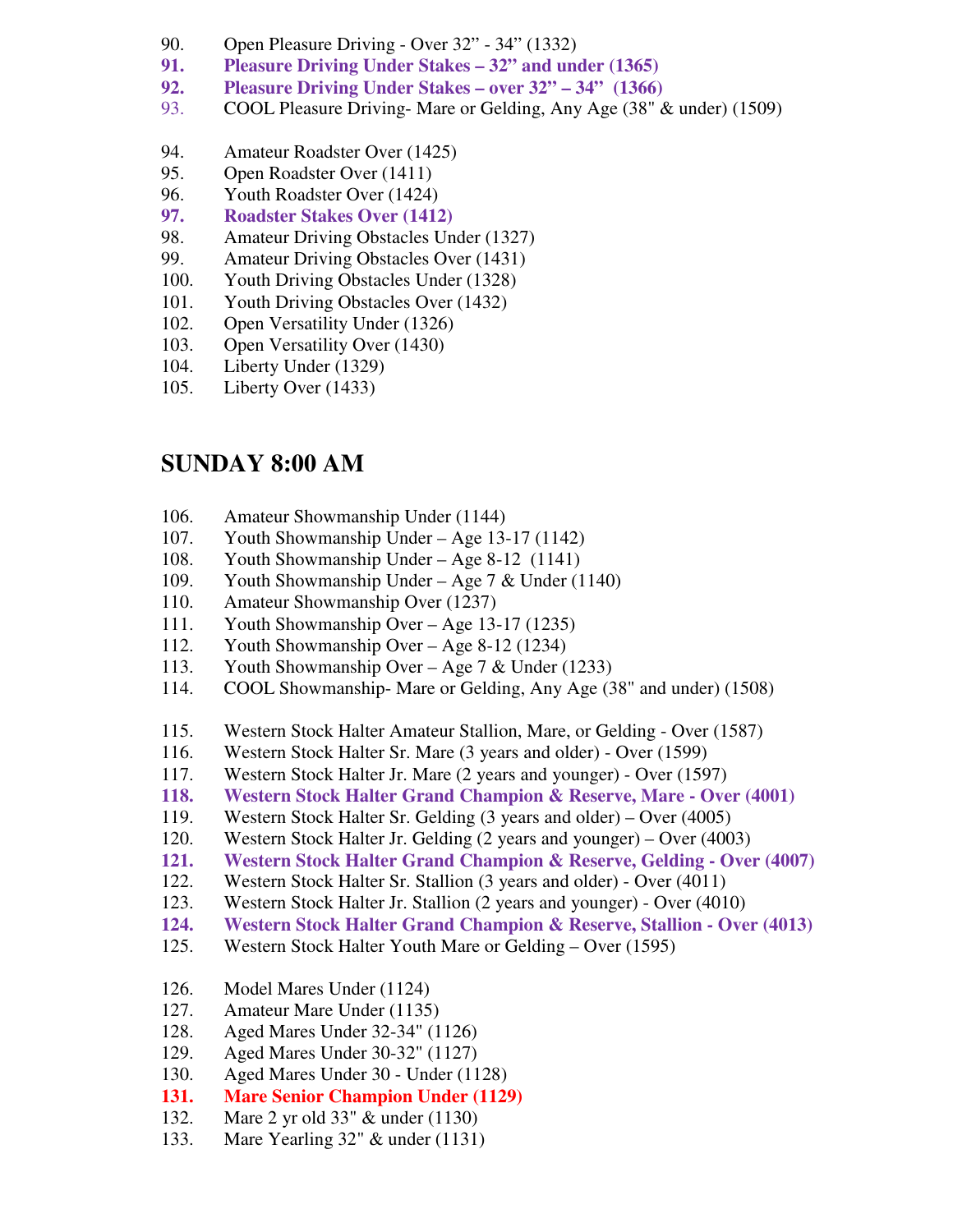90. Open Pleasure Driving - Over 32" - 34" (1332)
**91. Pleasure Driving Under Stakes – 32" and under (1365)**
**92. Pleasure Driving Under Stakes – over 32" – 34" (1366)**
93. COOL Pleasure Driving- Mare or Gelding, Any Age (38" & under) (1509)

94. Amateur Roadster Over (1425)
95. Open Roadster Over (1411)
96. Youth Roadster Over (1424)
**97. Roadster Stakes Over (1412)**
98. Amateur Driving Obstacles Under (1327)
99. Amateur Driving Obstacles Over (1431)
100. Youth Driving Obstacles Under (1328)
101. Youth Driving Obstacles Over (1432)
102. Open Versatility Under (1326)
103. Open Versatility Over (1430)
104. Liberty Under (1329)
105. Liberty Over (1433)

## SUNDAY 8:00 AM

106. Amateur Showmanship Under (1144)
107. Youth Showmanship Under – Age 13-17 (1142)
108. Youth Showmanship Under – Age 8-12 (1141)
109. Youth Showmanship Under – Age 7 & Under (1140)
110. Amateur Showmanship Over (1237)
111. Youth Showmanship Over – Age 13-17 (1235)
112. Youth Showmanship Over – Age 8-12 (1234)
113. Youth Showmanship Over – Age 7 & Under (1233)
114. COOL Showmanship- Mare or Gelding, Any Age (38" and under) (1508)

115. Western Stock Halter Amateur Stallion, Mare, or Gelding - Over (1587)
116. Western Stock Halter Sr. Mare (3 years and older) - Over (1599)
117. Western Stock Halter Jr. Mare (2 years and younger) - Over (1597)
**118. Western Stock Halter Grand Champion & Reserve, Mare - Over (4001)**
119. Western Stock Halter Sr. Gelding (3 years and older) – Over (4005)
120. Western Stock Halter Jr. Gelding (2 years and younger) – Over (4003)
**121. Western Stock Halter Grand Champion & Reserve, Gelding - Over (4007)**
122. Western Stock Halter Sr. Stallion (3 years and older) - Over (4011)
123. Western Stock Halter Jr. Stallion (2 years and younger) - Over (4010)
**124. Western Stock Halter Grand Champion & Reserve, Stallion - Over (4013)**
125. Western Stock Halter Youth Mare or Gelding – Over (1595)

126. Model Mares Under (1124)
127. Amateur Mare Under (1135)
128. Aged Mares Under 32-34" (1126)
129. Aged Mares Under 30-32" (1127)
130. Aged Mares Under 30 - Under (1128)
**131. Mare Senior Champion Under (1129)**
132. Mare 2 yr old 33" & under (1130)
133. Mare Yearling 32" & under (1131)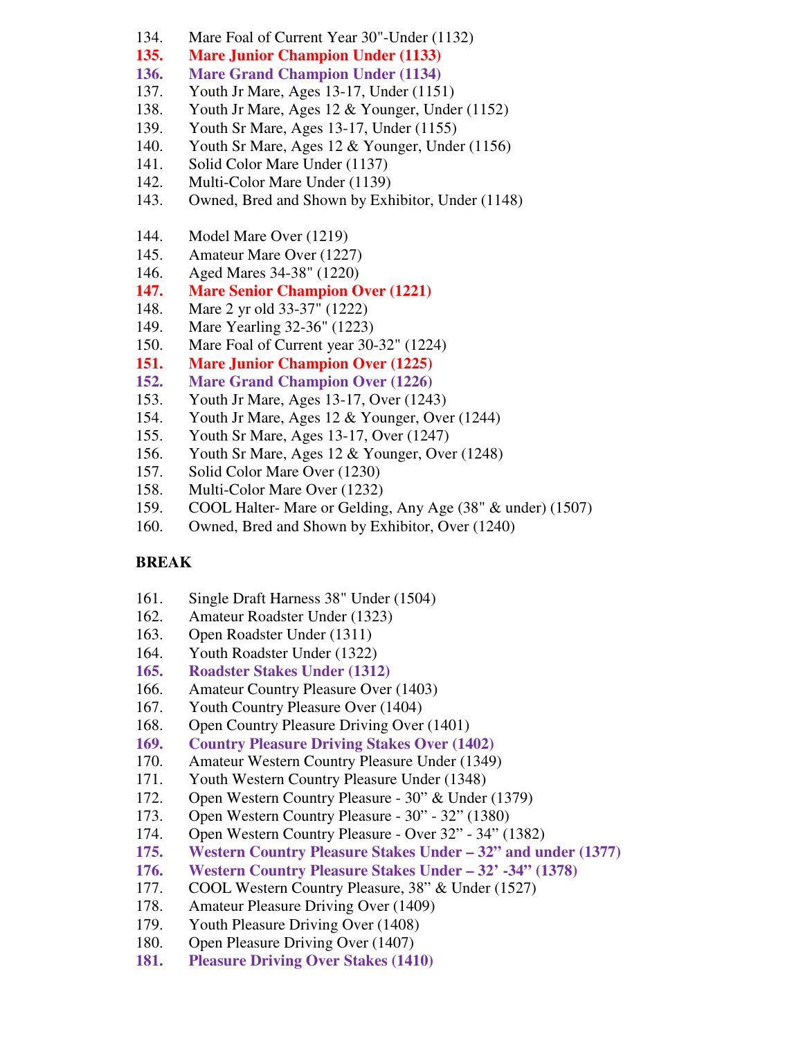134. Mare Foal of Current Year 30"-Under (1132)
**135. Mare Junior Champion Under (1133)**
**136. Mare Grand Champion Under (1134)**
137. Youth Jr Mare, Ages 13-17, Under (1151)
138. Youth Jr Mare, Ages 12 & Younger, Under (1152)
139. Youth Sr Mare, Ages 13-17, Under (1155)
140. Youth Sr Mare, Ages 12 & Younger, Under (1156)
141. Solid Color Mare Under (1137)
142. Multi-Color Mare Under (1139)
143. Owned, Bred and Shown by Exhibitor, Under (1148)

144. Model Mare Over (1219)
145. Amateur Mare Over (1227)
146. Aged Mares 34-38" (1220)
**147. Mare Senior Champion Over (1221)**
148. Mare 2 yr old 33-37" (1222)
149. Mare Yearling 32-36" (1223)
150. Mare Foal of Current year 30-32" (1224)
**151. Mare Junior Champion Over (1225)**
**152. Mare Grand Champion Over (1226)**
153. Youth Jr Mare, Ages 13-17, Over (1243)
154. Youth Jr Mare, Ages 12 & Younger, Over (1244)
155. Youth Sr Mare, Ages 13-17, Over (1247)
156. Youth Sr Mare, Ages 12 & Younger, Over (1248)
157. Solid Color Mare Over (1230)
158. Multi-Color Mare Over (1232)
159. COOL Halter- Mare or Gelding, Any Age (38" & under) (1507)
160. Owned, Bred and Shown by Exhibitor, Over (1240)

**BREAK**

161. Single Draft Harness 38" Under (1504)
162. Amateur Roadster Under (1323)
163. Open Roadster Under (1311)
164. Youth Roadster Under (1322)
**165. Roadster Stakes Under (1312)**
166. Amateur Country Pleasure Over (1403)
167. Youth Country Pleasure Over (1404)
168. Open Country Pleasure Driving Over (1401)
**169. Country Pleasure Driving Stakes Over (1402)**
170. Amateur Western Country Pleasure Under (1349)
171. Youth Western Country Pleasure Under (1348)
172. Open Western Country Pleasure - 30" & Under (1379)
173. Open Western Country Pleasure - 30" - 32" (1380)
174. Open Western Country Pleasure - Over 32" - 34" (1382)
**175. Western Country Pleasure Stakes Under – 32" and under (1377)**
**176. Western Country Pleasure Stakes Under – 32' -34" (1378)**
177. COOL Western Country Pleasure, 38" & Under (1527)
178. Amateur Pleasure Driving Over (1409)
179. Youth Pleasure Driving Over (1408)
180. Open Pleasure Driving Over (1407)
**181. Pleasure Driving Over Stakes (1410)**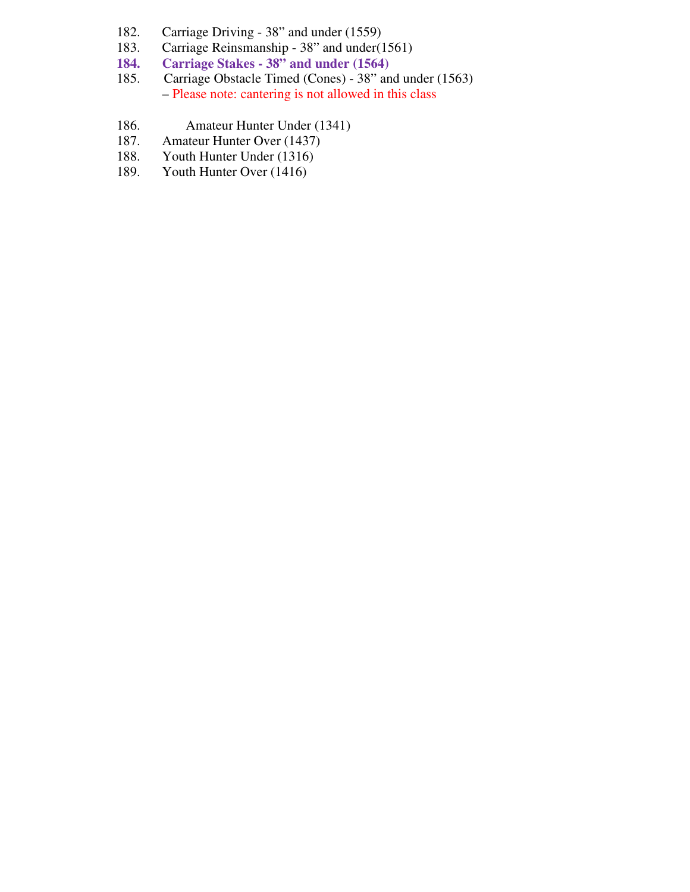182. Carriage Driving - 38” and under (1559)
183. Carriage Reinsmanship - 38” and under(1561)
**184. Carriage Stakes - 38” and under (1564)**
185. Carriage Obstacle Timed (Cones) - 38” and under (1563)
– Please note: cantering is not allowed in this class

186. Amateur Hunter Under (1341)
187. Amateur Hunter Over (1437)
188. Youth Hunter Under (1316)
189. Youth Hunter Over (1416)